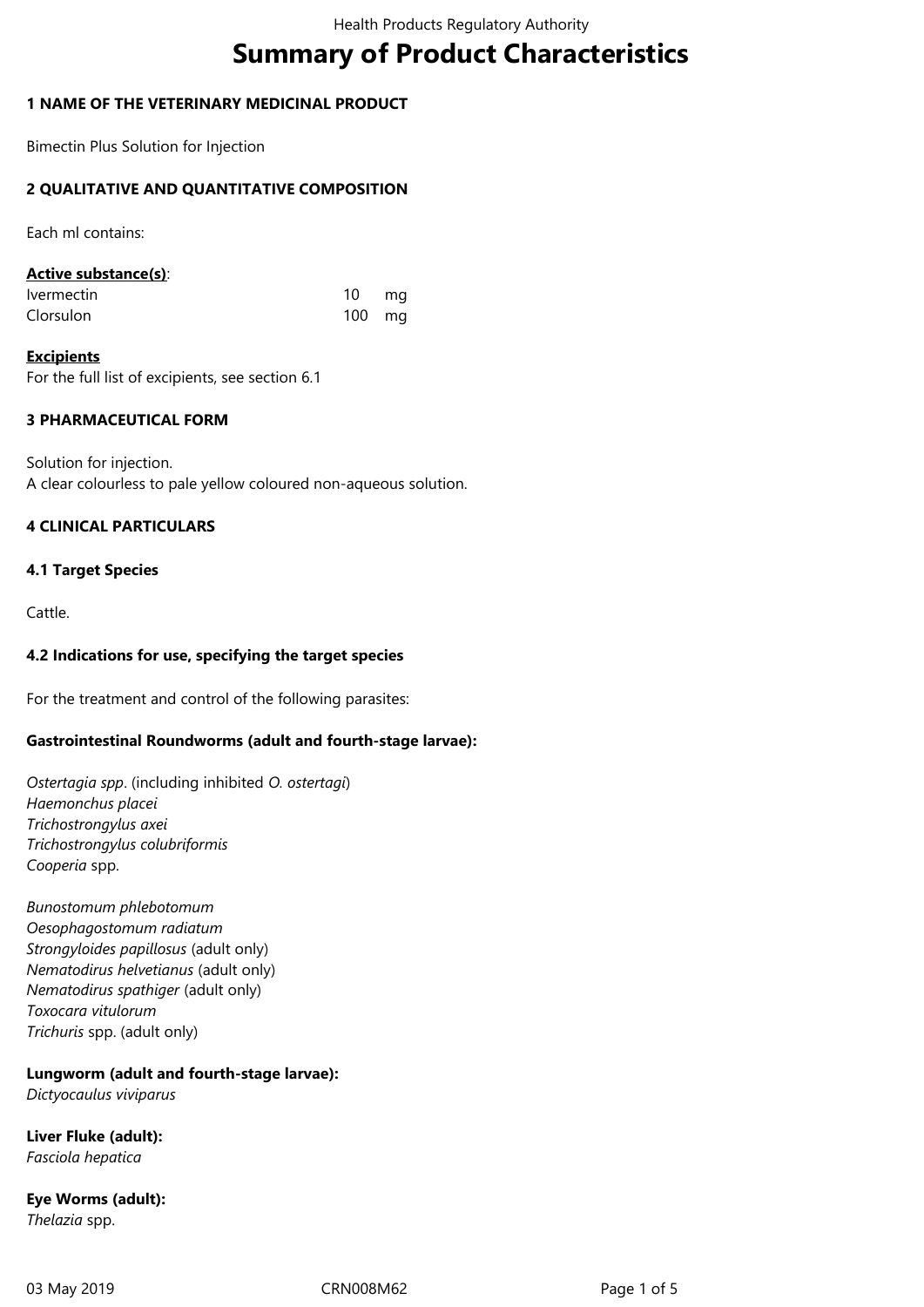# Summary of Product Characteristics

## 1 NAME OF THE VETERINARY MEDICINAL PRODUCT

Bimectin Plus Solution for Injection

## 2 QUALITATIVE AND QUANTITATIVE COMPOSITION

Each ml contains:

**Active substance(s)**:

| | | |
|---|---|---|
| Ivermectin | 10 | mg |
| Clorsulon | 100 | mg |

**Excipients**

For the full list of excipients, see section 6.1

## 3 PHARMACEUTICAL FORM

Solution for injection.
A clear colourless to pale yellow coloured non-aqueous solution.

## 4 CLINICAL PARTICULARS

### 4.1 Target Species

Cattle.

### 4.2 Indications for use, specifying the target species

For the treatment and control of the following parasites:

**Gastrointestinal Roundworms (adult and fourth-stage larvae):**

*Ostertagia spp*. (including inhibited *O. ostertagi*)
*Haemonchus placei*
*Trichostrongylus axei*
*Trichostrongylus colubriformis*
*Cooperia* spp.

*Bunostomum phlebotomum*
*Oesophagostomum radiatum*
*Strongyloides papillosus* (adult only)
*Nematodirus helvetianus* (adult only)
*Nematodirus spathiger* (adult only)
*Toxocara vitulorum*
*Trichuris* spp. (adult only)

**Lungworm (adult and fourth-stage larvae):**
*Dictyocaulus viviparus*

**Liver Fluke (adult):**
*Fasciola hepatica*

**Eye Worms (adult):**
*Thelazia* spp.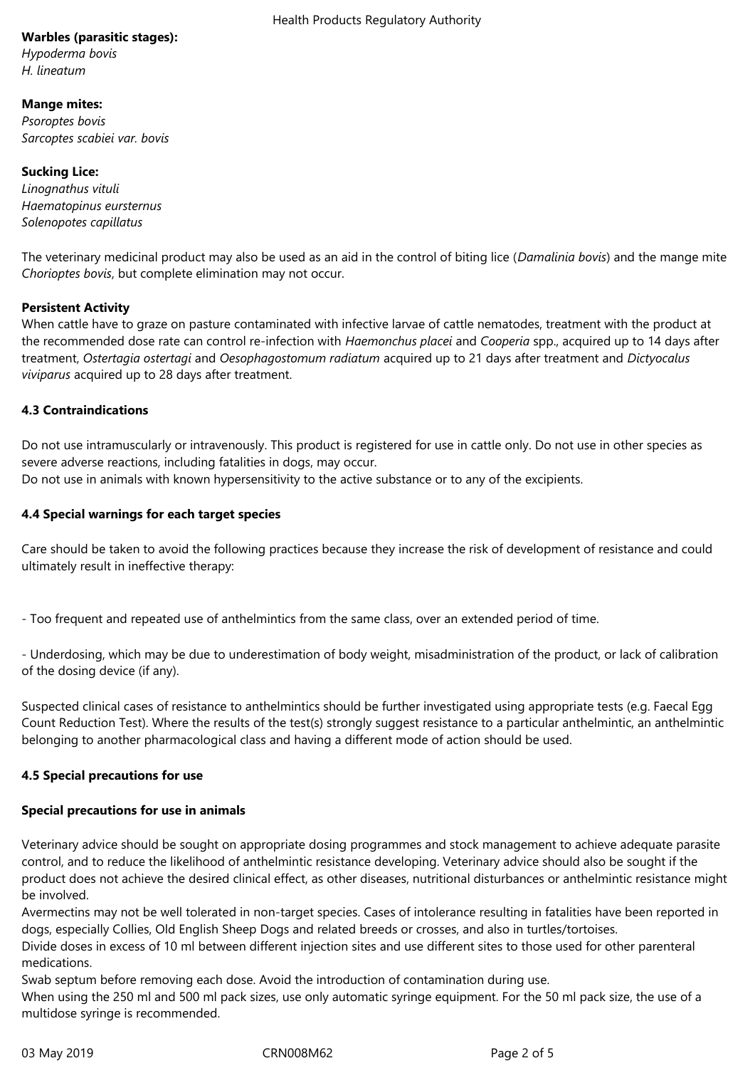**Warbles (parasitic stages):**
*Hypoderma bovis*
*H. lineatum*

**Mange mites:**
*Psoroptes bovis*
*Sarcoptes scabiei var. bovis*

**Sucking Lice:**
*Linognathus vituli*
*Haematopinus eursternus*
*Solenopotes capillatus*

The veterinary medicinal product may also be used as an aid in the control of biting lice (*Damalinia bovis*) and the mange mite *Chorioptes bovis*, but complete elimination may not occur.

**Persistent Activity**
When cattle have to graze on pasture contaminated with infective larvae of cattle nematodes, treatment with the product at the recommended dose rate can control re-infection with *Haemonchus placei* and *Cooperia* spp., acquired up to 14 days after treatment, *Ostertagia ostertagi* and *Oesophagostomum radiatum* acquired up to 21 days after treatment and *Dictyocalus viviparus* acquired up to 28 days after treatment.

### 4.3 Contraindications

Do not use intramuscularly or intravenously. This product is registered for use in cattle only. Do not use in other species as severe adverse reactions, including fatalities in dogs, may occur.
Do not use in animals with known hypersensitivity to the active substance or to any of the excipients.

### 4.4 Special warnings for each target species

Care should be taken to avoid the following practices because they increase the risk of development of resistance and could ultimately result in ineffective therapy:

- Too frequent and repeated use of anthelmintics from the same class, over an extended period of time.

- Underdosing, which may be due to underestimation of body weight, misadministration of the product, or lack of calibration of the dosing device (if any).

Suspected clinical cases of resistance to anthelmintics should be further investigated using appropriate tests (e.g. Faecal Egg Count Reduction Test). Where the results of the test(s) strongly suggest resistance to a particular anthelmintic, an anthelmintic belonging to another pharmacological class and having a different mode of action should be used.

### 4.5 Special precautions for use

**Special precautions for use in animals**

Veterinary advice should be sought on appropriate dosing programmes and stock management to achieve adequate parasite control, and to reduce the likelihood of anthelmintic resistance developing. Veterinary advice should also be sought if the product does not achieve the desired clinical effect, as other diseases, nutritional disturbances or anthelmintic resistance might be involved.
Avermectins may not be well tolerated in non-target species. Cases of intolerance resulting in fatalities have been reported in dogs, especially Collies, Old English Sheep Dogs and related breeds or crosses, and also in turtles/tortoises.
Divide doses in excess of 10 ml between different injection sites and use different sites to those used for other parenteral medications.
Swab septum before removing each dose. Avoid the introduction of contamination during use.
When using the 250 ml and 500 ml pack sizes, use only automatic syringe equipment. For the 50 ml pack size, the use of a multidose syringe is recommended.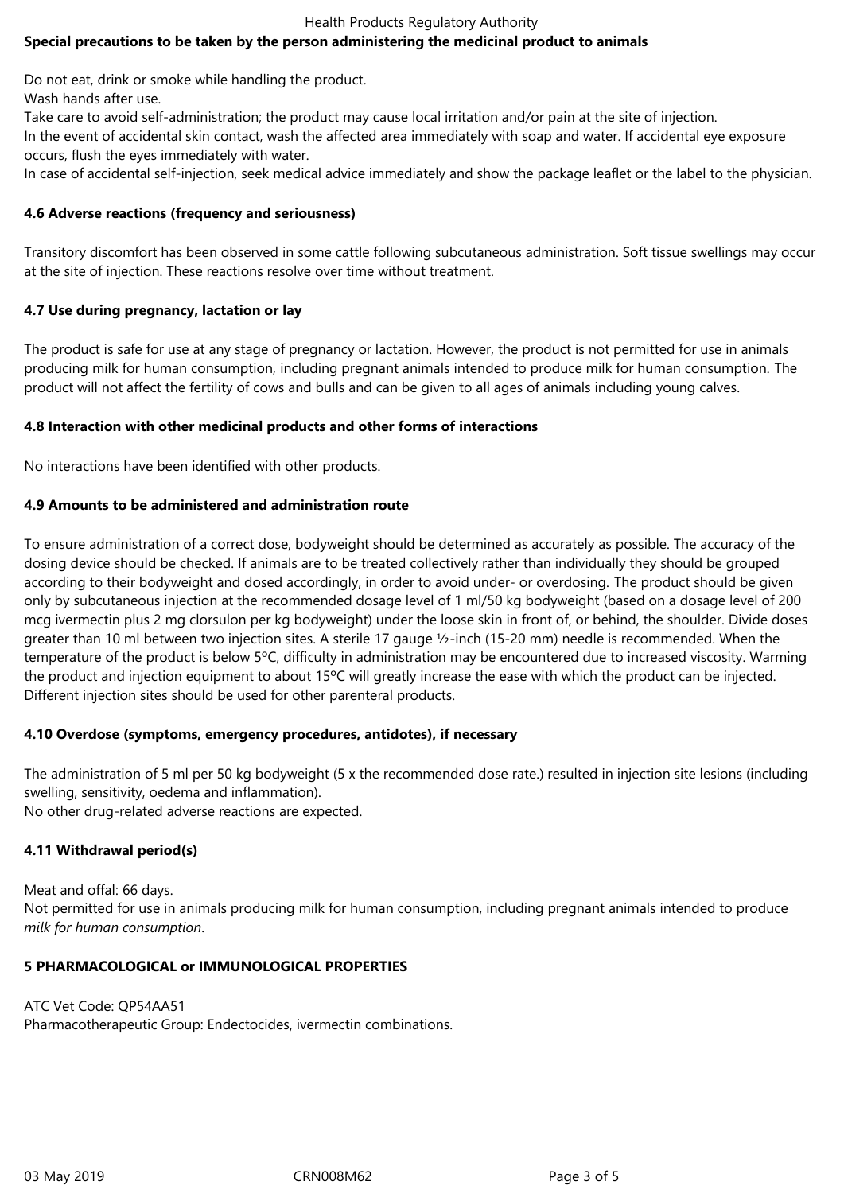**Special precautions to be taken by the person administering the medicinal product to animals**

Do not eat, drink or smoke while handling the product.
Wash hands after use.
Take care to avoid self-administration; the product may cause local irritation and/or pain at the site of injection.
In the event of accidental skin contact, wash the affected area immediately with soap and water. If accidental eye exposure occurs, flush the eyes immediately with water.
In case of accidental self-injection, seek medical advice immediately and show the package leaflet or the label to the physician.

### 4.6 Adverse reactions (frequency and seriousness)

Transitory discomfort has been observed in some cattle following subcutaneous administration. Soft tissue swellings may occur at the site of injection. These reactions resolve over time without treatment.

### 4.7 Use during pregnancy, lactation or lay

The product is safe for use at any stage of pregnancy or lactation. However, the product is not permitted for use in animals producing milk for human consumption, including pregnant animals intended to produce milk for human consumption. The product will not affect the fertility of cows and bulls and can be given to all ages of animals including young calves.

### 4.8 Interaction with other medicinal products and other forms of interactions

No interactions have been identified with other products.

### 4.9 Amounts to be administered and administration route

To ensure administration of a correct dose, bodyweight should be determined as accurately as possible. The accuracy of the dosing device should be checked. If animals are to be treated collectively rather than individually they should be grouped according to their bodyweight and dosed accordingly, in order to avoid under- or overdosing. The product should be given only by subcutaneous injection at the recommended dosage level of 1 ml/50 kg bodyweight (based on a dosage level of 200 mcg ivermectin plus 2 mg clorsulon per kg bodyweight) under the loose skin in front of, or behind, the shoulder. Divide doses greater than 10 ml between two injection sites. A sterile 17 gauge ½-inch (15-20 mm) needle is recommended. When the temperature of the product is below 5ºC, difficulty in administration may be encountered due to increased viscosity. Warming the product and injection equipment to about 15ºC will greatly increase the ease with which the product can be injected. Different injection sites should be used for other parenteral products.

### 4.10 Overdose (symptoms, emergency procedures, antidotes), if necessary

The administration of 5 ml per 50 kg bodyweight (5 x the recommended dose rate.) resulted in injection site lesions (including swelling, sensitivity, oedema and inflammation).
No other drug-related adverse reactions are expected.

### 4.11 Withdrawal period(s)

Meat and offal: 66 days.
Not permitted for use in animals producing milk for human consumption, including pregnant animals intended to produce *milk for human consumption*.

## 5 PHARMACOLOGICAL or IMMUNOLOGICAL PROPERTIES

ATC Vet Code: QP54AA51
Pharmacotherapeutic Group: Endectocides, ivermectin combinations.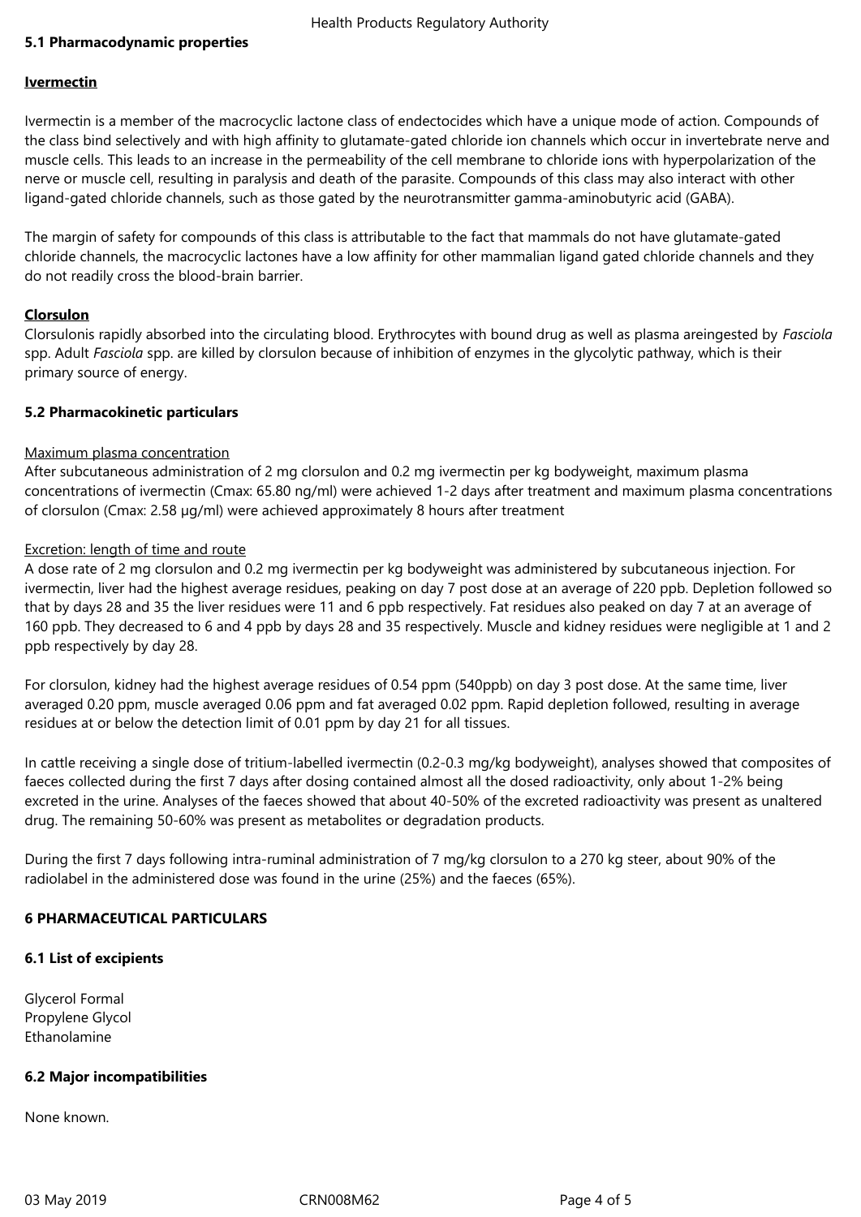### 5.1 Pharmacodynamic properties

**Ivermectin**

Ivermectin is a member of the macrocyclic lactone class of endectocides which have a unique mode of action. Compounds of the class bind selectively and with high affinity to glutamate-gated chloride ion channels which occur in invertebrate nerve and muscle cells. This leads to an increase in the permeability of the cell membrane to chloride ions with hyperpolarization of the nerve or muscle cell, resulting in paralysis and death of the parasite. Compounds of this class may also interact with other ligand-gated chloride channels, such as those gated by the neurotransmitter gamma-aminobutyric acid (GABA).

The margin of safety for compounds of this class is attributable to the fact that mammals do not have glutamate-gated chloride channels, the macrocyclic lactones have a low affinity for other mammalian ligand gated chloride channels and they do not readily cross the blood-brain barrier.

**Clorsulon**

Clorsulonis rapidly absorbed into the circulating blood. Erythrocytes with bound drug as well as plasma areingested by *Fasciola* spp. Adult *Fasciola* spp. are killed by clorsulon because of inhibition of enzymes in the glycolytic pathway, which is their primary source of energy.

### 5.2 Pharmacokinetic particulars

Maximum plasma concentration

After subcutaneous administration of 2 mg clorsulon and 0.2 mg ivermectin per kg bodyweight, maximum plasma concentrations of ivermectin (Cmax: 65.80 ng/ml) were achieved 1-2 days after treatment and maximum plasma concentrations of clorsulon (Cmax: 2.58 µg/ml) were achieved approximately 8 hours after treatment

Excretion: length of time and route

A dose rate of 2 mg clorsulon and 0.2 mg ivermectin per kg bodyweight was administered by subcutaneous injection. For ivermectin, liver had the highest average residues, peaking on day 7 post dose at an average of 220 ppb. Depletion followed so that by days 28 and 35 the liver residues were 11 and 6 ppb respectively. Fat residues also peaked on day 7 at an average of 160 ppb. They decreased to 6 and 4 ppb by days 28 and 35 respectively. Muscle and kidney residues were negligible at 1 and 2 ppb respectively by day 28.

For clorsulon, kidney had the highest average residues of 0.54 ppm (540ppb) on day 3 post dose. At the same time, liver averaged 0.20 ppm, muscle averaged 0.06 ppm and fat averaged 0.02 ppm. Rapid depletion followed, resulting in average residues at or below the detection limit of 0.01 ppm by day 21 for all tissues.

In cattle receiving a single dose of tritium-labelled ivermectin (0.2-0.3 mg/kg bodyweight), analyses showed that composites of faeces collected during the first 7 days after dosing contained almost all the dosed radioactivity, only about 1-2% being excreted in the urine. Analyses of the faeces showed that about 40-50% of the excreted radioactivity was present as unaltered drug. The remaining 50-60% was present as metabolites or degradation products.

During the first 7 days following intra-ruminal administration of 7 mg/kg clorsulon to a 270 kg steer, about 90% of the radiolabel in the administered dose was found in the urine (25%) and the faeces (65%).

## 6 PHARMACEUTICAL PARTICULARS

### 6.1 List of excipients

Glycerol Formal
Propylene Glycol
Ethanolamine

### 6.2 Major incompatibilities

None known.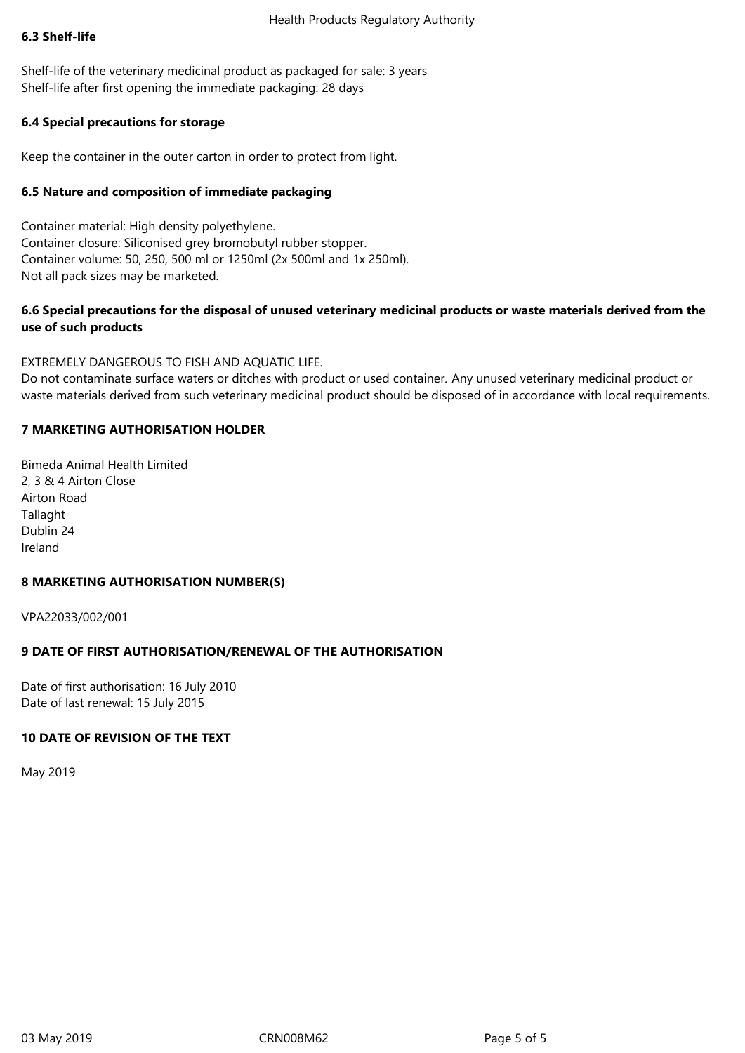### 6.3 Shelf-life

Shelf-life of the veterinary medicinal product as packaged for sale: 3 years
Shelf-life after first opening the immediate packaging: 28 days

### 6.4 Special precautions for storage

Keep the container in the outer carton in order to protect from light.

### 6.5 Nature and composition of immediate packaging

Container material: High density polyethylene.
Container closure: Siliconised grey bromobutyl rubber stopper.
Container volume: 50, 250, 500 ml or 1250ml (2x 500ml and 1x 250ml).
Not all pack sizes may be marketed.

### 6.6 Special precautions for the disposal of unused veterinary medicinal products or waste materials derived from the use of such products

EXTREMELY DANGEROUS TO FISH AND AQUATIC LIFE.
Do not contaminate surface waters or ditches with product or used container. Any unused veterinary medicinal product or waste materials derived from such veterinary medicinal product should be disposed of in accordance with local requirements.

## 7 MARKETING AUTHORISATION HOLDER

Bimeda Animal Health Limited
2, 3 & 4 Airton Close
Airton Road
Tallaght
Dublin 24
Ireland

## 8 MARKETING AUTHORISATION NUMBER(S)

VPA22033/002/001

## 9 DATE OF FIRST AUTHORISATION/RENEWAL OF THE AUTHORISATION

Date of first authorisation: 16 July 2010
Date of last renewal: 15 July 2015

## 10 DATE OF REVISION OF THE TEXT

May 2019